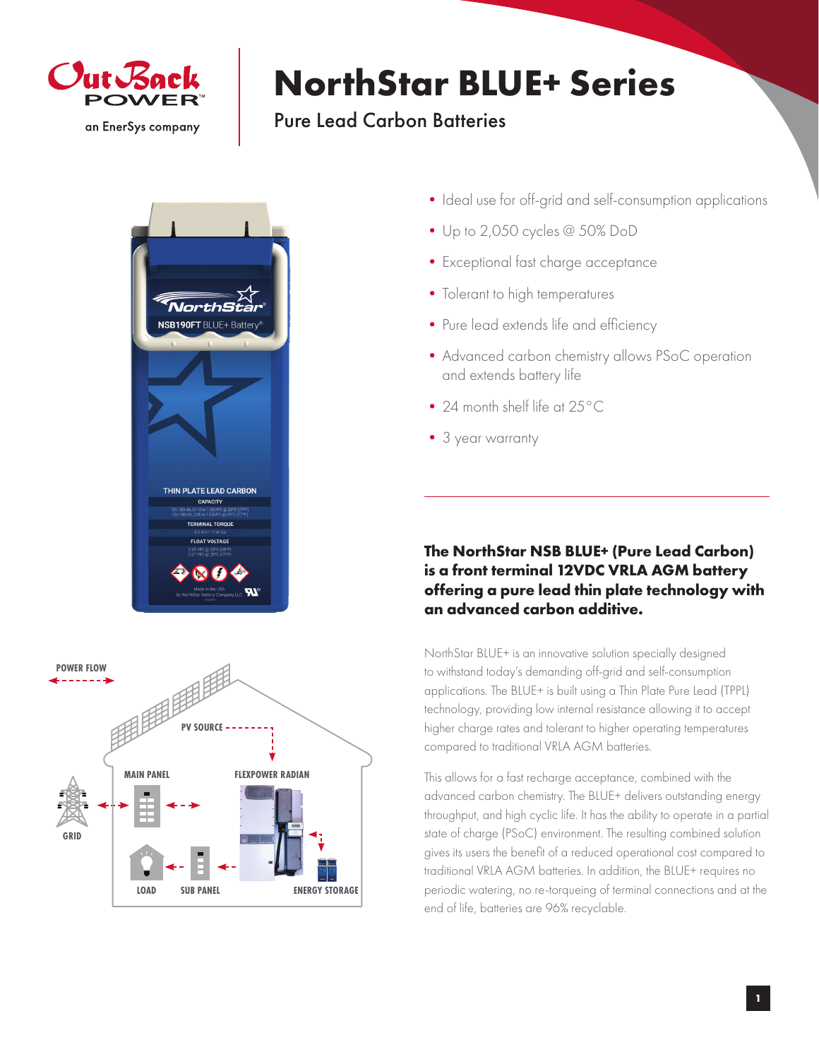# NorthStar BLUE+ Series

## Pure Lead Carbon Batteries

- Ideal use for off-grid and self-consumption applications
- Up to 2,050 cycles @ 50% DoD
- Exceptional fast charge acceptance
- Tolerant to high temperatures
- Pure lead extends life and efficiency
- Advanced carbon chemistry allows PSoC operation and extends battery life
- 24 month shelf life at 25°C
- 3 year warranty

**The NorthStar NSB BLUE+ (Pure Lead Carbon) is a front terminal 12VDC VRLA AGM battery offering a pure lead thin plate technology with an advanced carbon additive.**

NorthStar BLUE+ is an innovative solution specially designed to withstand today's demanding off-grid and self-consumption applications. The BLUE+ is built using a Thin Plate Pure Lead (TPPL) technology, providing low internal resistance allowing it to accept higher charge rates and tolerant to higher operating temperatures compared to traditional VRLA AGM batteries.

This allows for a fast recharge acceptance, combined with the advanced carbon chemistry. The BLUE+ delivers outstanding energy throughput, and high cyclic life. It has the ability to operate in a partial state of charge (PSoC) environment. The resulting combined solution gives its users the benefit of a reduced operational cost compared to traditional VRLA AGM batteries. In addition, the BLUE+ requires no periodic watering, no re-torqueing of terminal connections and at the end of life, batteries are 96% recyclable.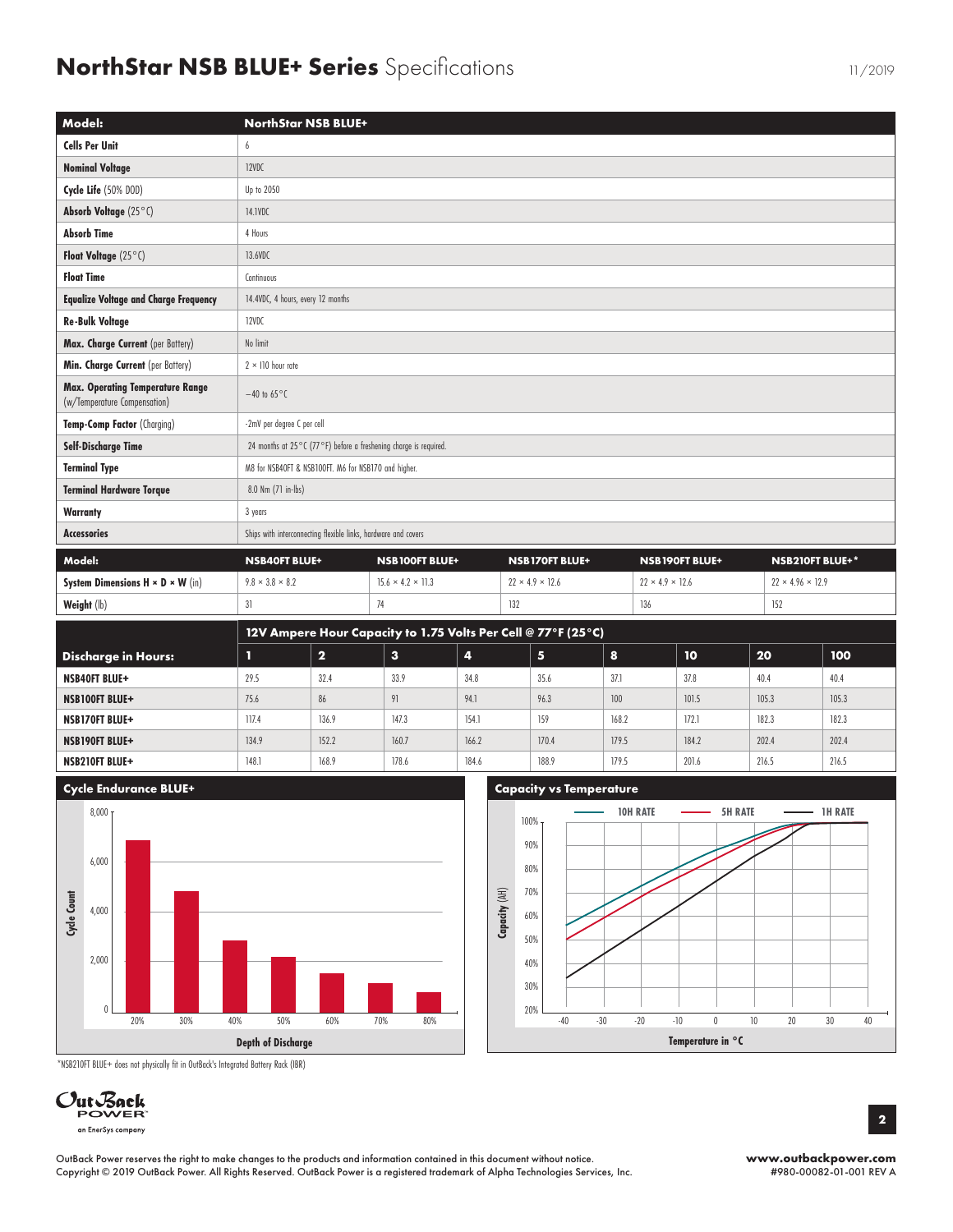# **NorthStar NSB BLUE+ Series** Specifications

11/2019

| Model: | NorthStar NSB BLUE+ |
|---|---|
| **Cells Per Unit** | 6 |
| **Nominal Voltage** | 12VDC |
| **Cycle Life** (50% DOD) | Up to 2050 |
| **Absorb Voltage** (25°C) | 14.1VDC |
| **Absorb Time** | 4 Hours |
| **Float Voltage** (25°C) | 13.6VDC |
| **Float Time** | Continuous |
| **Equalize Voltage and Charge Frequency** | 14.4VDC, 4 hours, every 12 months |
| **Re-Bulk Voltage** | 12VDC |
| **Max. Charge Current** (per Battery) | No limit |
| **Min. Charge Current** (per Battery) | 2 × I10 hour rate |
| **Max. Operating Temperature Range** (w/Temperature Compensation) | −40 to 65°C |
| **Temp-Comp Factor** (Charging) | -2mV per degree C per cell |
| **Self-Discharge Time** | 24 months at 25°C (77°F) before a freshening charge is required. |
| **Terminal Type** | M8 for NSB40FT & NSB100FT. M6 for NSB170 and higher. |
| **Terminal Hardware Torque** | 8.0 Nm (71 in-lbs) |
| **Warranty** | 3 years |
| **Accessories** | Ships with interconnecting flexible links, hardware and covers |

| Model: | NSB40FT BLUE+ | NSB100FT BLUE+ | NSB170FT BLUE+ | NSB190FT BLUE+ | NSB210FT BLUE+* |
|---|---|---|---|---|---|
| **System Dimensions H × D × W** (in) | 9.8 × 3.8 × 8.2 | 15.6 × 4.2 × 11.3 | 22 × 4.9 × 12.6 | 22 × 4.9 × 12.6 | 22 × 4.96 × 12.9 |
| **Weight** (lb) | 31 | 74 | 132 | 136 | 152 |

| | 12V Ampere Hour Capacity to 1.75 Volts Per Cell @ 77°F (25°C) | | | | | | | | |
|---|---|---|---|---|---|---|---|---|---|
| **Discharge in Hours:** | **1** | **2** | **3** | **4** | **5** | **8** | **10** | **20** | **100** |
| **NSB40FT BLUE+** | 29.5 | 32.4 | 33.9 | 34.8 | 35.6 | 37.1 | 37.8 | 40.4 | 40.4 |
| **NSB100FT BLUE+** | 75.6 | 86 | 91 | 94.1 | 96.3 | 100 | 101.5 | 105.3 | 105.3 |
| **NSB170FT BLUE+** | 117.4 | 136.9 | 147.3 | 154.1 | 159 | 168.2 | 172.1 | 182.3 | 182.3 |
| **NSB190FT BLUE+** | 134.9 | 152.2 | 160.7 | 166.2 | 170.4 | 179.5 | 184.2 | 202.4 | 202.4 |
| **NSB210FT BLUE+** | 148.1 | 168.9 | 178.6 | 184.6 | 188.9 | 179.5 | 201.6 | 216.5 | 216.5 |

**Cycle Endurance BLUE+**

Cycle Count
8,000
6,000
4,000
2,000
0
20% 30% 40% 50% 60% 70% 80%
Depth of Discharge

**Capacity vs Temperature**

10H RATE — 5H RATE — 1H RATE
Capacity (AH)
100% 90% 80% 70% 60% 50% 40% 30% 20%
-40 -30 -20 -10 0 10 20 30 40
Temperature in °C

*NSB210FT BLUE+ does not physically fit in OutBack's Integrated Battery Rack (IBR)

OutBack POWER
an EnerSys company

OutBack Power reserves the right to make changes to the products and information contained in this document without notice.
Copyright © 2019 OutBack Power. All Rights Reserved. OutBack Power is a registered trademark of Alpha Technologies Services, Inc.

**www.outbackpower.com**
#980-00082-01-001 REV A